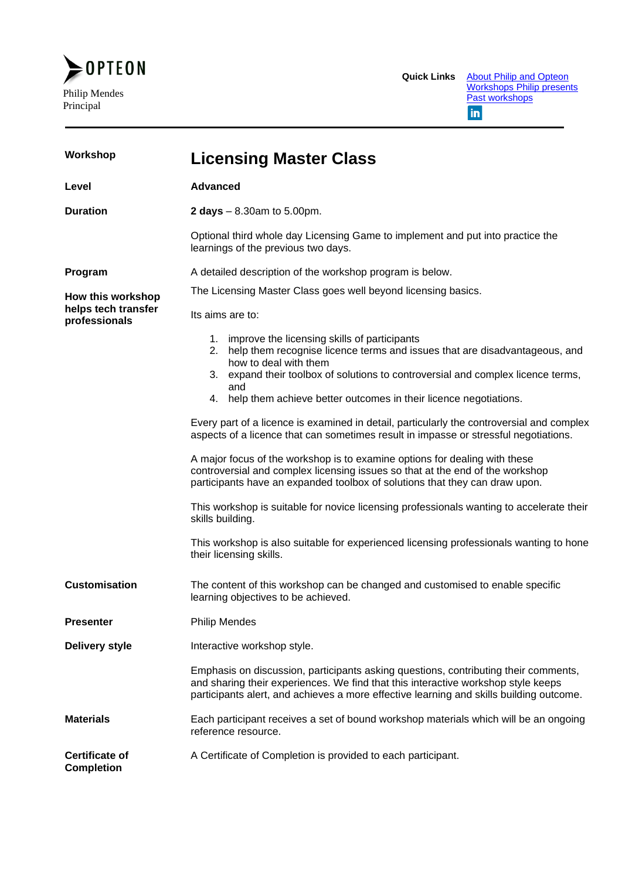OPTEON

Philip Mendes
Principal

**Quick Links** [About Philip and Opteon](About Philip and Opteon)
[Workshops Philip presents](Workshops Philip presents)
[Past workshops](Past workshops)

---

| | |
|---|---|
| **Workshop** | **Licensing Master Class** |
| **Level** | **Advanced** |
| **Duration** | **2 days** – 8.30am to 5.00pm. |
| | Optional third whole day Licensing Game to implement and put into practice the learnings of the previous two days. |
| **Program** | A detailed description of the workshop program is below. |
| **How this workshop helps tech transfer professionals** | The Licensing Master Class goes well beyond licensing basics. |

Its aims are to:

1. improve the licensing skills of participants
2. help them recognise licence terms and issues that are disadvantageous, and how to deal with them
3. expand their toolbox of solutions to controversial and complex licence terms, and
4. help them achieve better outcomes in their licence negotiations.

Every part of a licence is examined in detail, particularly the controversial and complex aspects of a licence that can sometimes result in impasse or stressful negotiations.

A major focus of the workshop is to examine options for dealing with these controversial and complex licensing issues so that at the end of the workshop participants have an expanded toolbox of solutions that they can draw upon.

This workshop is suitable for novice licensing professionals wanting to accelerate their skills building.

This workshop is also suitable for experienced licensing professionals wanting to hone their licensing skills.

| | |
|---|---|
| **Customisation** | The content of this workshop can be changed and customised to enable specific learning objectives to be achieved. |
| **Presenter** | Philip Mendes |
| **Delivery style** | Interactive workshop style. |
| | Emphasis on discussion, participants asking questions, contributing their comments, and sharing their experiences. We find that this interactive workshop style keeps participants alert, and achieves a more effective learning and skills building outcome. |
| **Materials** | Each participant receives a set of bound workshop materials which will be an ongoing reference resource. |
| **Certificate of Completion** | A Certificate of Completion is provided to each participant. |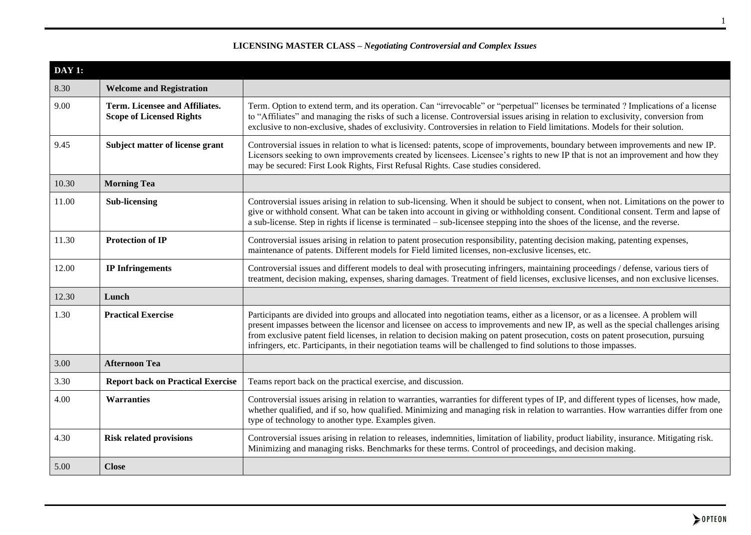**LICENSING MASTER CLASS –** ***Negotiating Controversial and Complex Issues***

| DAY 1: | | |
|---|---|---|
| 8.30 | **Welcome and Registration** | |
| 9.00 | **Term. Licensee and Affiliates. Scope of Licensed Rights** | Term. Option to extend term, and its operation. Can "irrevocable" or "perpetual" licenses be terminated ? Implications of a license to "Affiliates" and managing the risks of such a license. Controversial issues arising in relation to exclusivity, conversion from exclusive to non-exclusive, shades of exclusivity. Controversies in relation to Field limitations. Models for their solution. |
| 9.45 | **Subject matter of license grant** | Controversial issues in relation to what is licensed: patents, scope of improvements, boundary between improvements and new IP. Licensors seeking to own improvements created by licensees. Licensee's rights to new IP that is not an improvement and how they may be secured: First Look Rights, First Refusal Rights. Case studies considered. |
| 10.30 | **Morning Tea** | |
| 11.00 | **Sub-licensing** | Controversial issues arising in relation to sub-licensing. When it should be subject to consent, when not. Limitations on the power to give or withhold consent. What can be taken into account in giving or withholding consent. Conditional consent. Term and lapse of a sub-license. Step in rights if license is terminated – sub-licensee stepping into the shoes of the license, and the reverse. |
| 11.30 | **Protection of IP** | Controversial issues arising in relation to patent prosecution responsibility, patenting decision making, patenting expenses, maintenance of patents. Different models for Field limited licenses, non-exclusive licenses, etc. |
| 12.00 | **IP Infringements** | Controversial issues and different models to deal with prosecuting infringers, maintaining proceedings / defense, various tiers of treatment, decision making, expenses, sharing damages. Treatment of field licenses, exclusive licenses, and non exclusive licenses. |
| 12.30 | **Lunch** | |
| 1.30 | **Practical Exercise** | Participants are divided into groups and allocated into negotiation teams, either as a licensor, or as a licensee. A problem will present impasses between the licensor and licensee on access to improvements and new IP, as well as the special challenges arising from exclusive patent field licenses, in relation to decision making on patent prosecution, costs on patent prosecution, pursuing infringers, etc. Participants, in their negotiation teams will be challenged to find solutions to those impasses. |
| 3.00 | **Afternoon Tea** | |
| 3.30 | **Report back on Practical Exercise** | Teams report back on the practical exercise, and discussion. |
| 4.00 | **Warranties** | Controversial issues arising in relation to warranties, warranties for different types of IP, and different types of licenses, how made, whether qualified, and if so, how qualified. Minimizing and managing risk in relation to warranties. How warranties differ from one type of technology to another type. Examples given. |
| 4.30 | **Risk related provisions** | Controversial issues arising in relation to releases, indemnities, limitation of liability, product liability, insurance. Mitigating risk. Minimizing and managing risks. Benchmarks for these terms. Control of proceedings, and decision making. |
| 5.00 | **Close** | |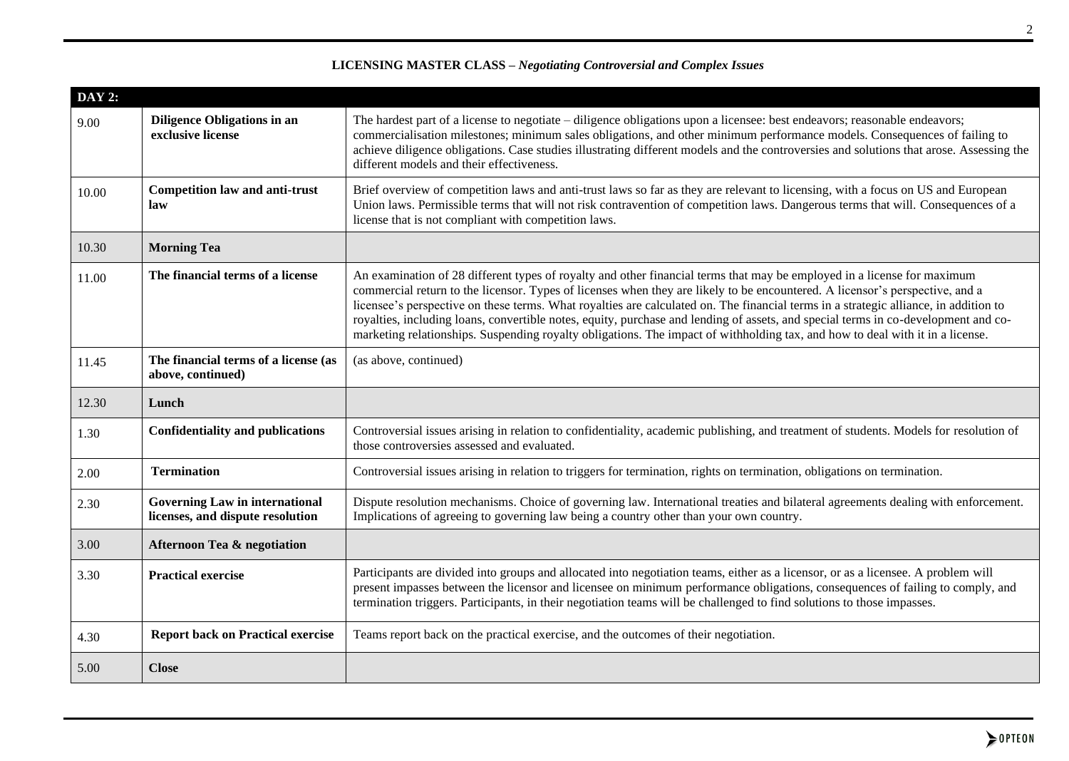**LICENSING MASTER CLASS –** ***Negotiating Controversial and Complex Issues***

| DAY 2: | | |
|---|---|---|
| 9.00 | **Diligence Obligations in an exclusive license** | The hardest part of a license to negotiate – diligence obligations upon a licensee: best endeavors; reasonable endeavors; commercialisation milestones; minimum sales obligations, and other minimum performance models. Consequences of failing to achieve diligence obligations. Case studies illustrating different models and the controversies and solutions that arose. Assessing the different models and their effectiveness. |
| 10.00 | **Competition law and anti-trust law** | Brief overview of competition laws and anti-trust laws so far as they are relevant to licensing, with a focus on US and European Union laws. Permissible terms that will not risk contravention of competition laws. Dangerous terms that will. Consequences of a license that is not compliant with competition laws. |
| 10.30 | **Morning Tea** | |
| 11.00 | **The financial terms of a license** | An examination of 28 different types of royalty and other financial terms that may be employed in a license for maximum commercial return to the licensor. Types of licenses when they are likely to be encountered. A licensor's perspective, and a licensee's perspective on these terms. What royalties are calculated on. The financial terms in a strategic alliance, in addition to royalties, including loans, convertible notes, equity, purchase and lending of assets, and special terms in co-development and co-marketing relationships. Suspending royalty obligations. The impact of withholding tax, and how to deal with it in a license. |
| 11.45 | **The financial terms of a license (as above, continued)** | (as above, continued) |
| 12.30 | **Lunch** | |
| 1.30 | **Confidentiality and publications** | Controversial issues arising in relation to confidentiality, academic publishing, and treatment of students. Models for resolution of those controversies assessed and evaluated. |
| 2.00 | **Termination** | Controversial issues arising in relation to triggers for termination, rights on termination, obligations on termination. |
| 2.30 | **Governing Law in international licenses, and dispute resolution** | Dispute resolution mechanisms. Choice of governing law. International treaties and bilateral agreements dealing with enforcement. Implications of agreeing to governing law being a country other than your own country. |
| 3.00 | **Afternoon Tea & negotiation** | |
| 3.30 | **Practical exercise** | Participants are divided into groups and allocated into negotiation teams, either as a licensor, or as a licensee. A problem will present impasses between the licensor and licensee on minimum performance obligations, consequences of failing to comply, and termination triggers. Participants, in their negotiation teams will be challenged to find solutions to those impasses. |
| 4.30 | **Report back on Practical exercise** | Teams report back on the practical exercise, and the outcomes of their negotiation. |
| 5.00 | **Close** | |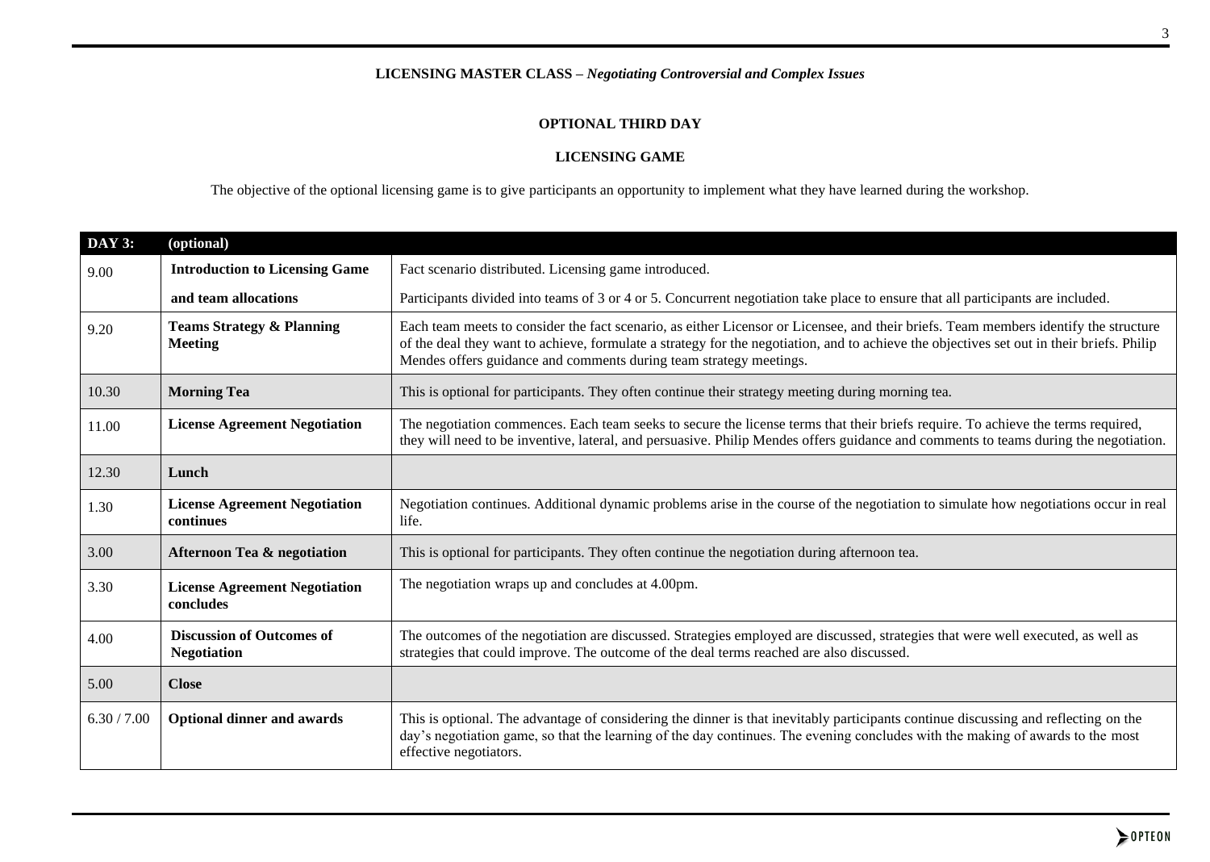**LICENSING MASTER CLASS –** ***Negotiating Controversial and Complex Issues***

**OPTIONAL THIRD DAY**

**LICENSING GAME**

The objective of the optional licensing game is to give participants an opportunity to implement what they have learned during the workshop.

| DAY 3: | (optional) | |
|---|---|---|
| 9.00 | **Introduction to Licensing Game and team allocations** | Fact scenario distributed. Licensing game introduced. Participants divided into teams of 3 or 4 or 5. Concurrent negotiation take place to ensure that all participants are included. |
| 9.20 | **Teams Strategy & Planning Meeting** | Each team meets to consider the fact scenario, as either Licensor or Licensee, and their briefs. Team members identify the structure of the deal they want to achieve, formulate a strategy for the negotiation, and to achieve the objectives set out in their briefs. Philip Mendes offers guidance and comments during team strategy meetings. |
| 10.30 | **Morning Tea** | This is optional for participants. They often continue their strategy meeting during morning tea. |
| 11.00 | **License Agreement Negotiation** | The negotiation commences. Each team seeks to secure the license terms that their briefs require. To achieve the terms required, they will need to be inventive, lateral, and persuasive. Philip Mendes offers guidance and comments to teams during the negotiation. |
| 12.30 | **Lunch** | |
| 1.30 | **License Agreement Negotiation continues** | Negotiation continues. Additional dynamic problems arise in the course of the negotiation to simulate how negotiations occur in real life. |
| 3.00 | **Afternoon Tea & negotiation** | This is optional for participants. They often continue the negotiation during afternoon tea. |
| 3.30 | **License Agreement Negotiation concludes** | The negotiation wraps up and concludes at 4.00pm. |
| 4.00 | **Discussion of Outcomes of Negotiation** | The outcomes of the negotiation are discussed. Strategies employed are discussed, strategies that were well executed, as well as strategies that could improve. The outcome of the deal terms reached are also discussed. |
| 5.00 | **Close** | |
| 6.30 / 7.00 | **Optional dinner and awards** | This is optional. The advantage of considering the dinner is that inevitably participants continue discussing and reflecting on the day's negotiation game, so that the learning of the day continues. The evening concludes with the making of awards to the most effective negotiators. |